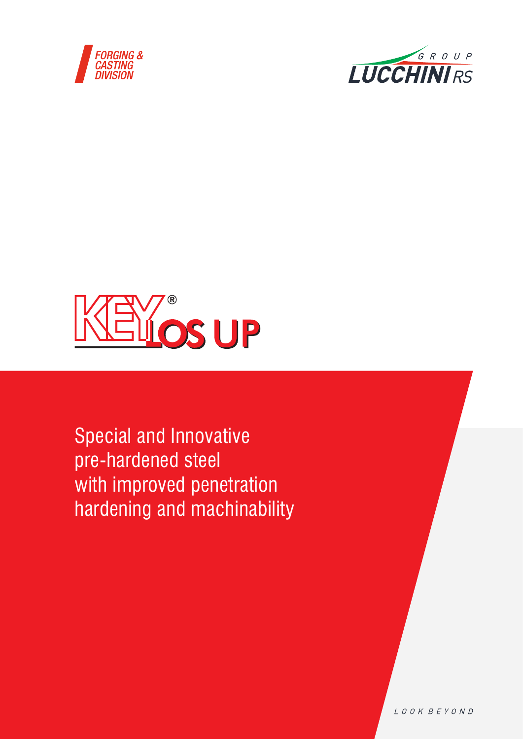FORGING & CASTING DIVISION

GROUP LUCCHINI RS

# KEYLOS UP®

Special and Innovative pre-hardened steel with improved penetration hardening and machinability

LOOK BEYOND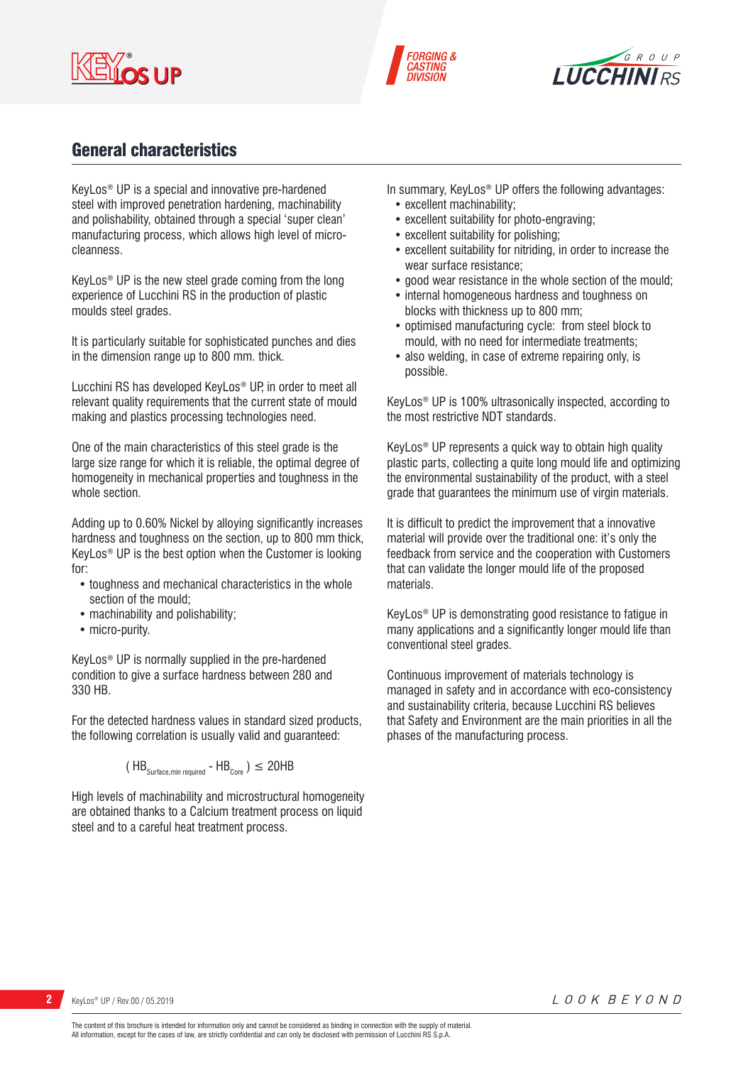## General characteristics

KeyLos® UP is a special and innovative pre-hardened steel with improved penetration hardening, machinability and polishability, obtained through a special 'super clean' manufacturing process, which allows high level of micro-cleanness.

KeyLos® UP is the new steel grade coming from the long experience of Lucchini RS in the production of plastic moulds steel grades.

It is particularly suitable for sophisticated punches and dies in the dimension range up to 800 mm. thick.

Lucchini RS has developed KeyLos® UP, in order to meet all relevant quality requirements that the current state of mould making and plastics processing technologies need.

One of the main characteristics of this steel grade is the large size range for which it is reliable, the optimal degree of homogeneity in mechanical properties and toughness in the whole section.

Adding up to 0.60% Nickel by alloying significantly increases hardness and toughness on the section, up to 800 mm thick, KeyLos® UP is the best option when the Customer is looking for:

- toughness and mechanical characteristics in the whole section of the mould;
- machinability and polishability;
- micro-purity.

KeyLos® UP is normally supplied in the pre-hardened condition to give a surface hardness between 280 and 330 HB.

For the detected hardness values in standard sized products, the following correlation is usually valid and guaranteed:

$$( HB_{Surface,min\ required} - HB_{Core} ) \leq 20HB$$

High levels of machinability and microstructural homogeneity are obtained thanks to a Calcium treatment process on liquid steel and to a careful heat treatment process.

In summary, KeyLos® UP offers the following advantages:

- excellent machinability;
- excellent suitability for photo-engraving;
- excellent suitability for polishing;
- excellent suitability for nitriding, in order to increase the wear surface resistance;
- good wear resistance in the whole section of the mould;
- internal homogeneous hardness and toughness on blocks with thickness up to 800 mm;
- optimised manufacturing cycle: from steel block to mould, with no need for intermediate treatments;
- also welding, in case of extreme repairing only, is possible.

KeyLos® UP is 100% ultrasonically inspected, according to the most restrictive NDT standards.

KeyLos® UP represents a quick way to obtain high quality plastic parts, collecting a quite long mould life and optimizing the environmental sustainability of the product, with a steel grade that guarantees the minimum use of virgin materials.

It is difficult to predict the improvement that a innovative material will provide over the traditional one: it's only the feedback from service and the cooperation with Customers that can validate the longer mould life of the proposed materials.

KeyLos® UP is demonstrating good resistance to fatigue in many applications and a significantly longer mould life than conventional steel grades.

Continuous improvement of materials technology is managed in safety and in accordance with eco-consistency and sustainability criteria, because Lucchini RS believes that Safety and Environment are the main priorities in all the phases of the manufacturing process.

The content of this brochure is intended for information only and cannot be considered as binding in connection with the supply of material.
All information, except for the cases of law, are strictly confidential and can only be disclosed with permission of Lucchini RS S.p.A.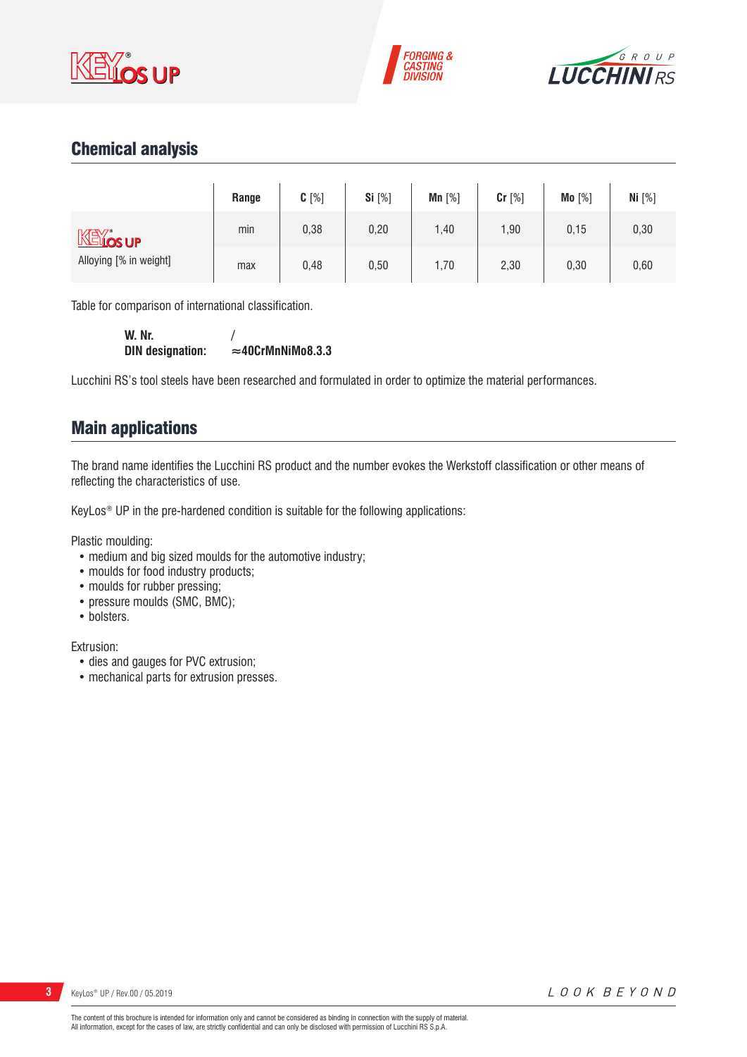## Chemical analysis

| | Range | C [%] | Si [%] | Mn [%] | Cr [%] | Mo [%] | Ni [%] |
|---|---|---|---|---|---|---|---|
| KeyLos UP Alloying [% in weight] | min | 0,38 | 0,20 | 1,40 | 1,90 | 0,15 | 0,30 |
| | max | 0,48 | 0,50 | 1,70 | 2,30 | 0,30 | 0,60 |

Table for comparison of international classification.

**W. Nr.** /
**DIN designation:** **≈40CrMnNiMo8.3.3**

Lucchini RS's tool steels have been researched and formulated in order to optimize the material performances.

## Main applications

The brand name identifies the Lucchini RS product and the number evokes the Werkstoff classification or other means of reflecting the characteristics of use.

KeyLos® UP in the pre-hardened condition is suitable for the following applications:

Plastic moulding:

- medium and big sized moulds for the automotive industry;
- moulds for food industry products;
- moulds for rubber pressing;
- pressure moulds (SMC, BMC);
- bolsters.

Extrusion:

- dies and gauges for PVC extrusion;
- mechanical parts for extrusion presses.

The content of this brochure is intended for information only and cannot be considered as binding in connection with the supply of material.
All information, except for the cases of law, are strictly confidential and can only be disclosed with permission of Lucchini RS S.p.A.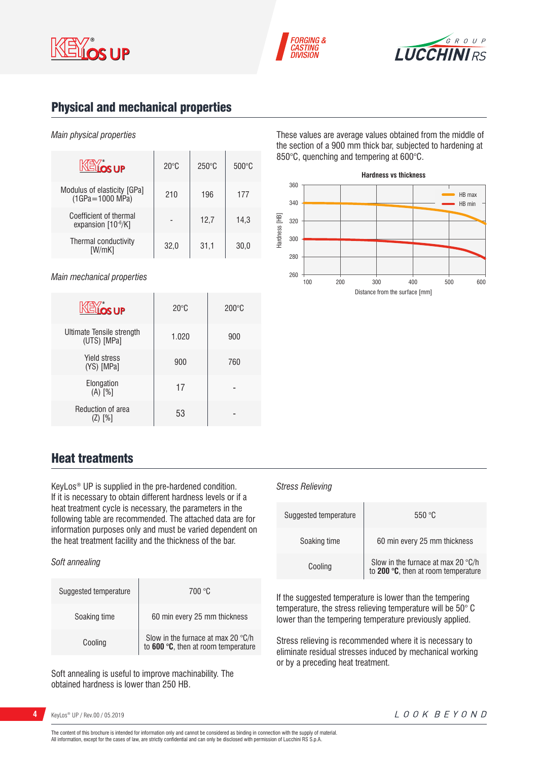## Physical and mechanical properties

*Main physical properties*

| KeyLos® UP | 20°C | 250°C | 500°C |
|---|---|---|---|
| Modulus of elasticity [GPa] (1GPa=1000 MPa) | 210 | 196 | 177 |
| Coefficient of thermal expansion [$10^{-6}$/K] | - | 12,7 | 14,3 |
| Thermal conductivity [W/mK] | 32,0 | 31,1 | 30,0 |

*Main mechanical properties*

| KeyLos® UP | 20°C | 200°C |
|---|---|---|
| Ultimate Tensile strength (UTS) [MPa] | 1.020 | 900 |
| Yield stress (YS) [MPa] | 900 | 760 |
| Elongation (A) [%] | 17 | - |
| Reduction of area (Z) [%] | 53 | - |

These values are average values obtained from the middle of the section of a 900 mm thick bar, subjected to hardening at 850°C, quenching and tempering at 600°C.

**Hardness vs thickness**

Hardness [HB] vs Distance from the surface [mm] — HB max, HB min

## Heat treatments

KeyLos® UP is supplied in the pre-hardened condition. If it is necessary to obtain different hardness levels or if a heat treatment cycle is necessary, the parameters in the following table are recommended. The attached data are for information purposes only and must be varied dependent on the heat treatment facility and the thickness of the bar.

*Soft annealing*

| | |
|---|---|
| Suggested temperature | 700 °C |
| Soaking time | 60 min every 25 mm thickness |
| Cooling | Slow in the furnace at max 20 °C/h to **600 °C**, then at room temperature |

Soft annealing is useful to improve machinability. The obtained hardness is lower than 250 HB.

*Stress Relieving*

| | |
|---|---|
| Suggested temperature | 550 °C |
| Soaking time | 60 min every 25 mm thickness |
| Cooling | Slow in the furnace at max 20 °C/h to **200 °C**, then at room temperature |

If the suggested temperature is lower than the tempering temperature, the stress relieving temperature will be 50° C lower than the tempering temperature previously applied.

Stress relieving is recommended where it is necessary to eliminate residual stresses induced by mechanical working or by a preceding heat treatment.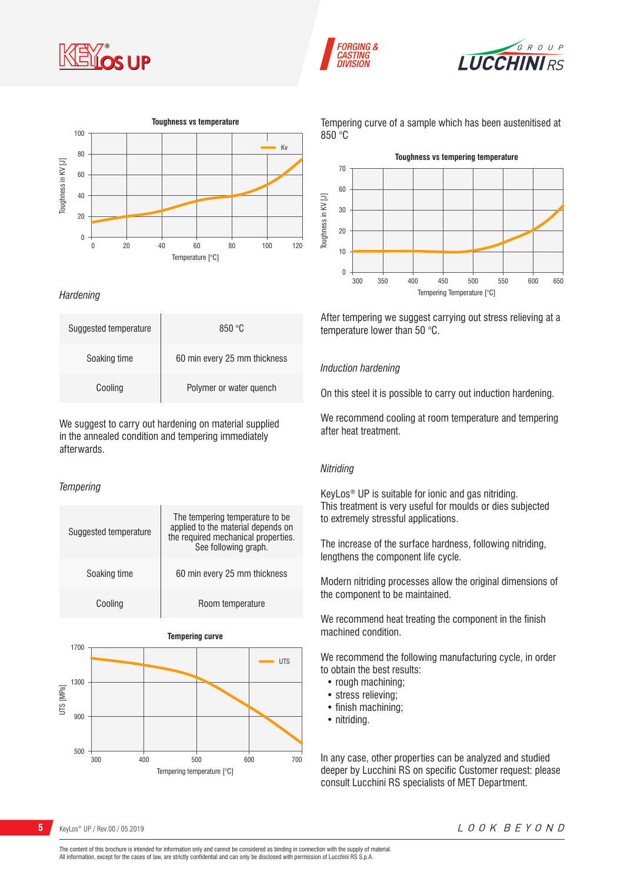**Toughness vs temperature**

Tempering curve of a sample which has been austenitised at 850 °C

**Toughness vs tempering temperature**

After tempering we suggest carrying out stress relieving at a temperature lower than 50 °C.

## *Hardening*

| Suggested temperature | 850 °C |
|---|---|
| Soaking time | 60 min every 25 mm thickness |
| Cooling | Polymer or water quench |

We suggest to carry out hardening on material supplied in the annealed condition and tempering immediately afterwards.

## *Tempering*

| Suggested temperature | The tempering temperature to be applied to the material depends on the required mechanical properties. See following graph. |
|---|---|
| Soaking time | 60 min every 25 mm thickness |
| Cooling | Room temperature |

**Tempering curve**

## *Induction hardening*

On this steel it is possible to carry out induction hardening.

We recommend cooling at room temperature and tempering after heat treatment.

## *Nitriding*

KeyLos® UP is suitable for ionic and gas nitriding.
This treatment is very useful for moulds or dies subjected to extremely stressful applications.

The increase of the surface hardness, following nitriding, lengthens the component life cycle.

Modern nitriding processes allow the original dimensions of the component to be maintained.

We recommend heat treating the component in the finish machined condition.

We recommend the following manufacturing cycle, in order to obtain the best results:

- rough machining;
- stress relieving;
- finish machining;
- nitriding.

In any case, other properties can be analyzed and studied deeper by Lucchini RS on specific Customer request: please consult Lucchini RS specialists of MET Department.

The content of this brochure is intended for information only and cannot be considered as binding in connection with the supply of material.
All information, except for the cases of law, are strictly confidential and can only be disclosed with permission of Lucchini RS S.p.A.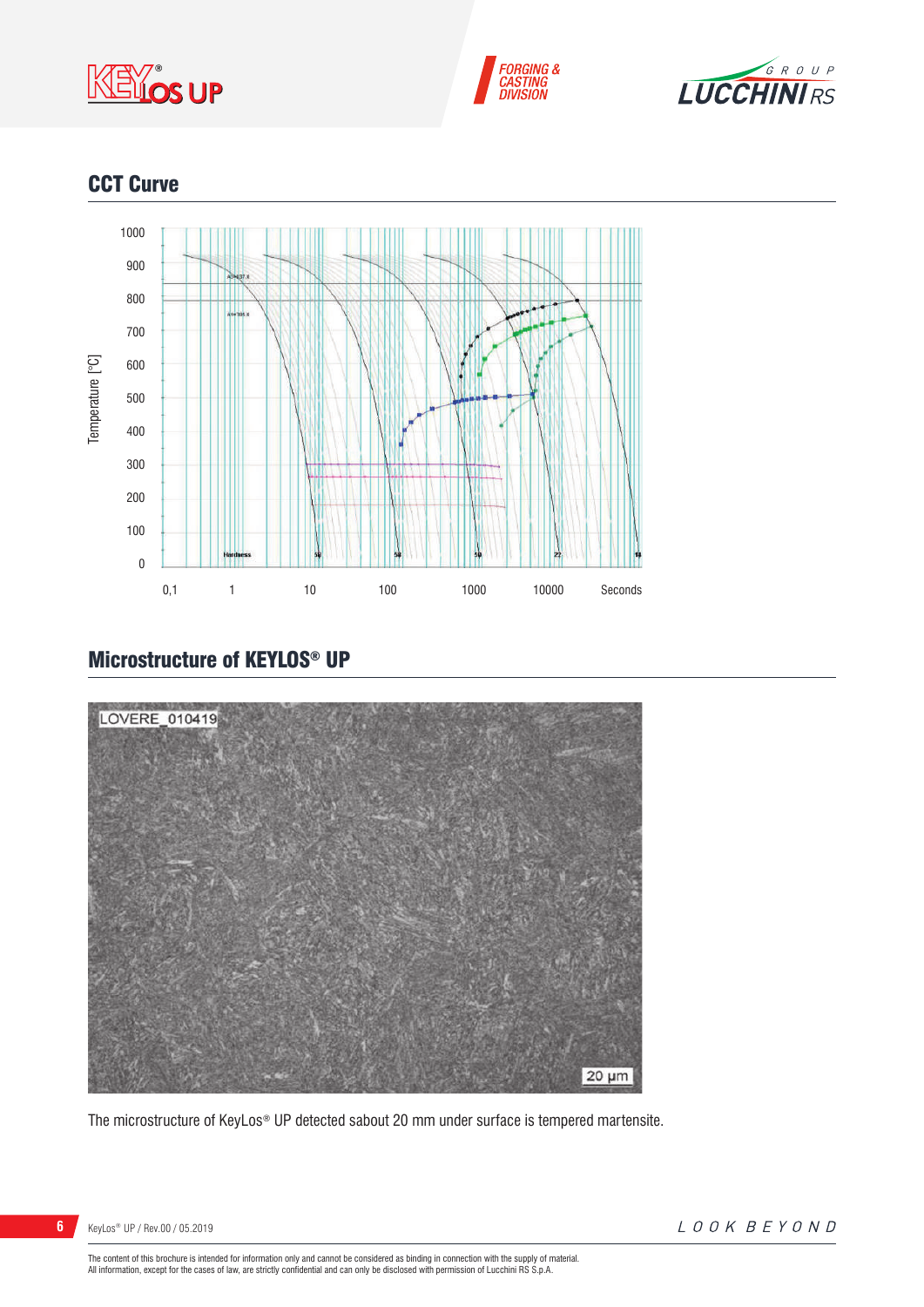## CCT Curve

## Microstructure of KEYLOS® UP

The microstructure of KeyLos® UP detected sabout 20 mm under surface is tempered martensite.

The content of this brochure is intended for information only and cannot be considered as binding in connection with the supply of material.
All information, except for the cases of law, are strictly confidential and can only be disclosed with permission of Lucchini RS S.p.A.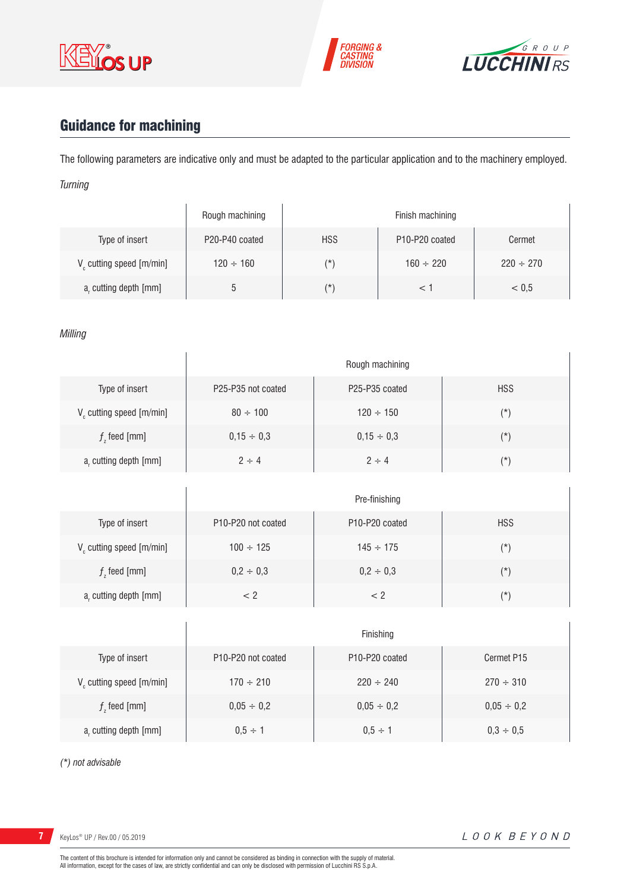## Guidance for machining

The following parameters are indicative only and must be adapted to the particular application and to the machinery employed.

*Turning*

| | Rough machining | Finish machining | | |
|---|---|---|---|---|
| Type of insert | P20-P40 coated | HSS | P10-P20 coated | Cermet |
| $V_c$ cutting speed [m/min] | 120 ÷ 160 | (*) | 160 ÷ 220 | 220 ÷ 270 |
| $a_r$ cutting depth [mm] | 5 | (*) | < 1 | < 0,5 |

*Milling*

| | Rough machining | | |
|---|---|---|---|
| Type of insert | P25-P35 not coated | P25-P35 coated | HSS |
| $V_c$ cutting speed [m/min] | 80 ÷ 100 | 120 ÷ 150 | (*) |
| $f_z$ feed [mm] | 0,15 ÷ 0,3 | 0,15 ÷ 0,3 | (*) |
| $a_r$ cutting depth [mm] | 2 ÷ 4 | 2 ÷ 4 | (*) |

| | Pre-finishing | | |
|---|---|---|---|
| Type of insert | P10-P20 not coated | P10-P20 coated | HSS |
| $V_c$ cutting speed [m/min] | 100 ÷ 125 | 145 ÷ 175 | (*) |
| $f_z$ feed [mm] | 0,2 ÷ 0,3 | 0,2 ÷ 0,3 | (*) |
| $a_r$ cutting depth [mm] | < 2 | < 2 | (*) |

| | Finishing | | |
|---|---|---|---|
| Type of insert | P10-P20 not coated | P10-P20 coated | Cermet P15 |
| $V_c$ cutting speed [m/min] | 170 ÷ 210 | 220 ÷ 240 | 270 ÷ 310 |
| $f_z$ feed [mm] | 0,05 ÷ 0,2 | 0,05 ÷ 0,2 | 0,05 ÷ 0,2 |
| $a_r$ cutting depth [mm] | 0,5 ÷ 1 | 0,5 ÷ 1 | 0,3 ÷ 0,5 |

*(*) not advisable*

The content of this brochure is intended for information only and cannot be considered as binding in connection with the supply of material.
All information, except for the cases of law, are strictly confidential and can only be disclosed with permission of Lucchini RS S.p.A.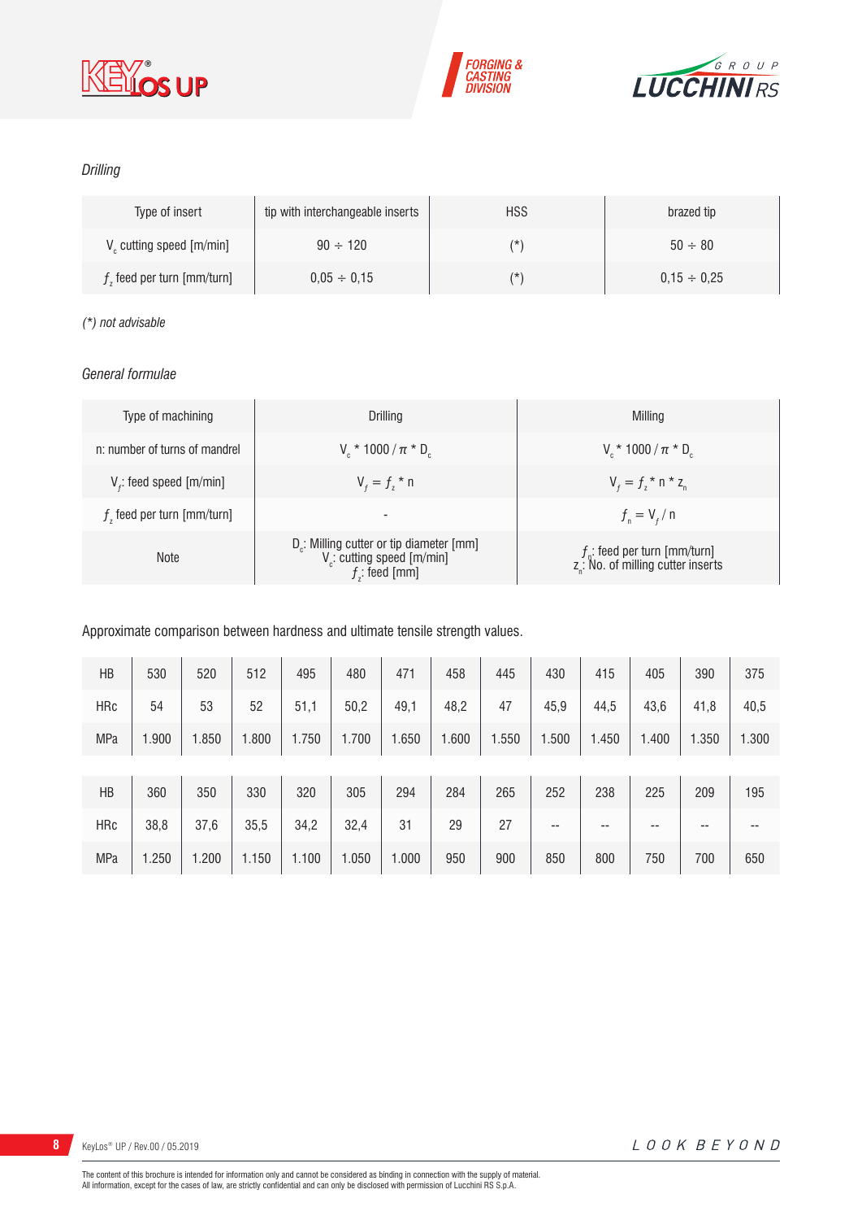*Drilling*

| Type of insert | tip with interchangeable inserts | HSS | brazed tip |
|---|---|---|---|
| $V_c$ cutting speed [m/min] | 90 ÷ 120 | (*) | 50 ÷ 80 |
| $f_z$ feed per turn [mm/turn] | 0,05 ÷ 0,15 | (*) | 0,15 ÷ 0,25 |

*(*) not advisable*

*General formulae*

| Type of machining | Drilling | Milling |
|---|---|---|
| n: number of turns of mandrel | $V_c * 1000 / \pi * D_c$ | $V_c * 1000 / \pi * D_c$ |
| $V_f$: feed speed [m/min] | $V_f = f_z * n$ | $V_f = f_z * n * z_n$ |
| $f_z$ feed per turn [mm/turn] | - | $f_n = V_f / n$ |
| Note | $D_c$: Milling cutter or tip diameter [mm] $V_c$: cutting speed [m/min] $f_z$: feed [mm] | $f_n$: feed per turn [mm/turn] $z_n$: No. of milling cutter inserts |

Approximate comparison between hardness and ultimate tensile strength values.

| HB | 530 | 520 | 512 | 495 | 480 | 471 | 458 | 445 | 430 | 415 | 405 | 390 | 375 |
|---|---|---|---|---|---|---|---|---|---|---|---|---|---|
| HRc | 54 | 53 | 52 | 51,1 | 50,2 | 49,1 | 48,2 | 47 | 45,9 | 44,5 | 43,6 | 41,8 | 40,5 |
| MPa | 1.900 | 1.850 | 1.800 | 1.750 | 1.700 | 1.650 | 1.600 | 1.550 | 1.500 | 1.450 | 1.400 | 1.350 | 1.300 |
| HB | 360 | 350 | 330 | 320 | 305 | 294 | 284 | 265 | 252 | 238 | 225 | 209 | 195 |
| HRc | 38,8 | 37,6 | 35,5 | 34,2 | 32,4 | 31 | 29 | 27 | -- | -- | -- | -- | -- |
| MPa | 1.250 | 1.200 | 1.150 | 1.100 | 1.050 | 1.000 | 950 | 900 | 850 | 800 | 750 | 700 | 650 |

The content of this brochure is intended for information only and cannot be considered as binding in connection with the supply of material.
All information, except for the cases of law, are strictly confidential and can only be disclosed with permission of Lucchini RS S.p.A.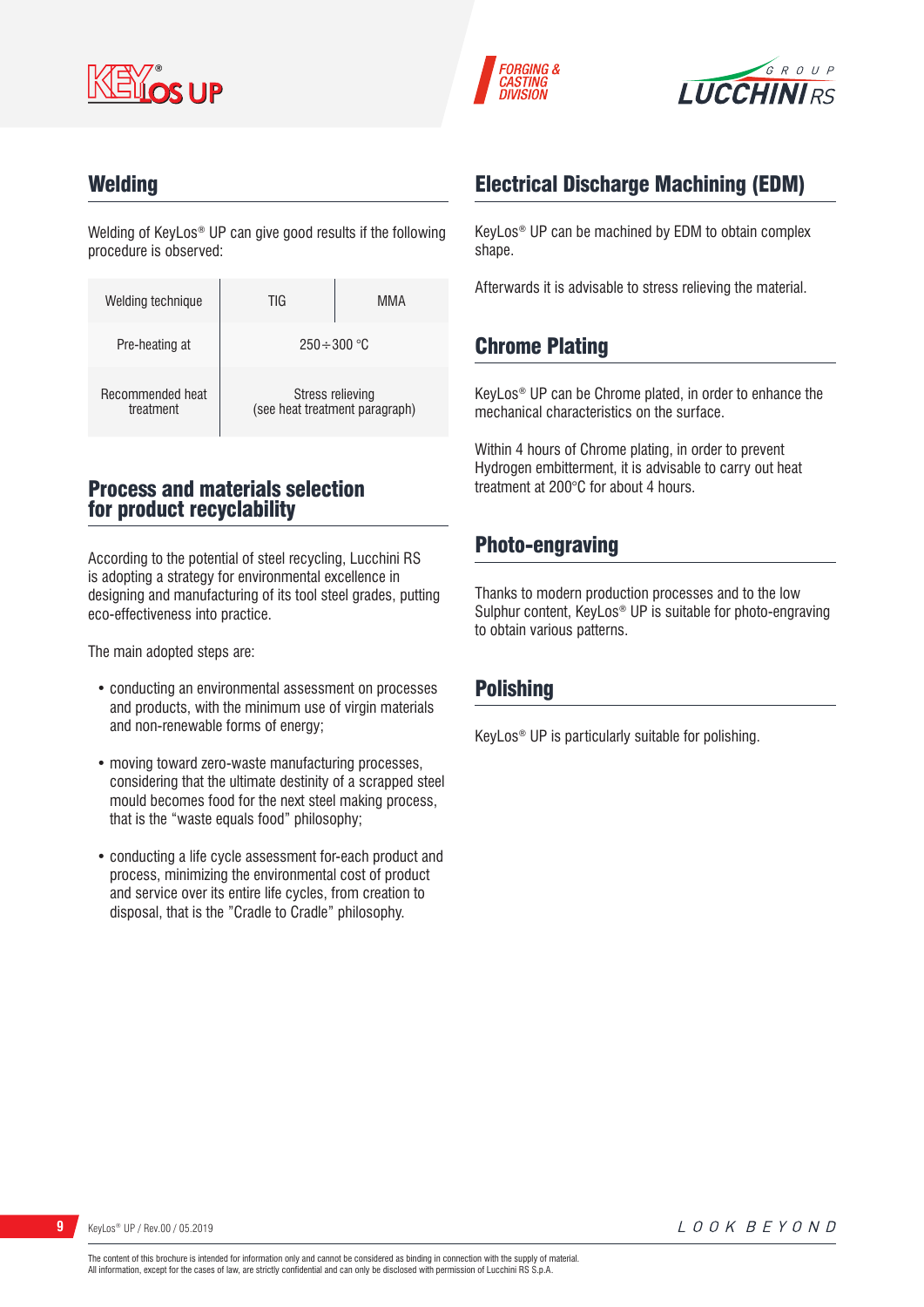## Welding

Welding of KeyLos® UP can give good results if the following procedure is observed:

| | | |
|---|---|---|
| Welding technique | TIG | MMA |
| Pre-heating at | 250÷300 °C | |
| Recommended heat treatment | Stress relieving (see heat treatment paragraph) | |

## Process and materials selection for product recyclability

According to the potential of steel recycling, Lucchini RS is adopting a strategy for environmental excellence in designing and manufacturing of its tool steel grades, putting eco-effectiveness into practice.

The main adopted steps are:

- conducting an environmental assessment on processes and products, with the minimum use of virgin materials and non-renewable forms of energy;
- moving toward zero-waste manufacturing processes, considering that the ultimate destinity of a scrapped steel mould becomes food for the next steel making process, that is the “waste equals food” philosophy;
- conducting a life cycle assessment for-each product and process, minimizing the environmental cost of product and service over its entire life cycles, from creation to disposal, that is the ”Cradle to Cradle” philosophy.

## Electrical Discharge Machining (EDM)

KeyLos® UP can be machined by EDM to obtain complex shape.

Afterwards it is advisable to stress relieving the material.

## Chrome Plating

KeyLos® UP can be Chrome plated, in order to enhance the mechanical characteristics on the surface.

Within 4 hours of Chrome plating, in order to prevent Hydrogen embitterment, it is advisable to carry out heat treatment at 200°C for about 4 hours.

## Photo-engraving

Thanks to modern production processes and to the low Sulphur content, KeyLos® UP is suitable for photo-engraving to obtain various patterns.

## Polishing

KeyLos® UP is particularly suitable for polishing.

The content of this brochure is intended for information only and cannot be considered as binding in connection with the supply of material.
All information, except for the cases of law, are strictly confidential and can only be disclosed with permission of Lucchini RS S.p.A.